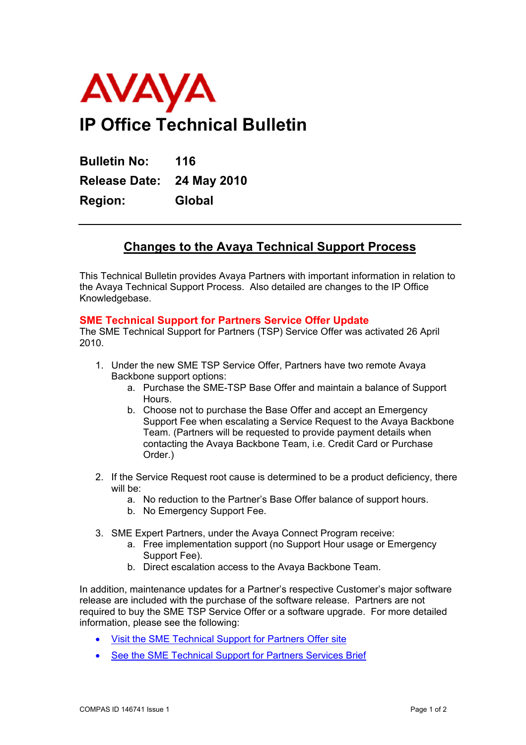AVAYA

# IP Office Technical Bulletin

**Bulletin No:** 116

**Release Date:** 24 May 2010

**Region:** Global

---

## Changes to the Avaya Technical Support Process

This Technical Bulletin provides Avaya Partners with important information in relation to the Avaya Technical Support Process. Also detailed are changes to the IP Office Knowledgebase.

### SME Technical Support for Partners Service Offer Update

The SME Technical Support for Partners (TSP) Service Offer was activated 26 April 2010.

1. Under the new SME TSP Service Offer, Partners have two remote Avaya Backbone support options:
   a. Purchase the SME-TSP Base Offer and maintain a balance of Support Hours.
   b. Choose not to purchase the Base Offer and accept an Emergency Support Fee when escalating a Service Request to the Avaya Backbone Team. (Partners will be requested to provide payment details when contacting the Avaya Backbone Team, i.e. Credit Card or Purchase Order.)

2. If the Service Request root cause is determined to be a product deficiency, there will be:
   a. No reduction to the Partner's Base Offer balance of support hours.
   b. No Emergency Support Fee.

3. SME Expert Partners, under the Avaya Connect Program receive:
   a. Free implementation support (no Support Hour usage or Emergency Support Fee).
   b. Direct escalation access to the Avaya Backbone Team.

In addition, maintenance updates for a Partner's respective Customer's major software release are included with the purchase of the software release. Partners are not required to buy the SME TSP Service Offer or a software upgrade. For more detailed information, please see the following:

- Visit the SME Technical Support for Partners Offer site
- See the SME Technical Support for Partners Services Brief

COMPAS ID 146741 Issue 1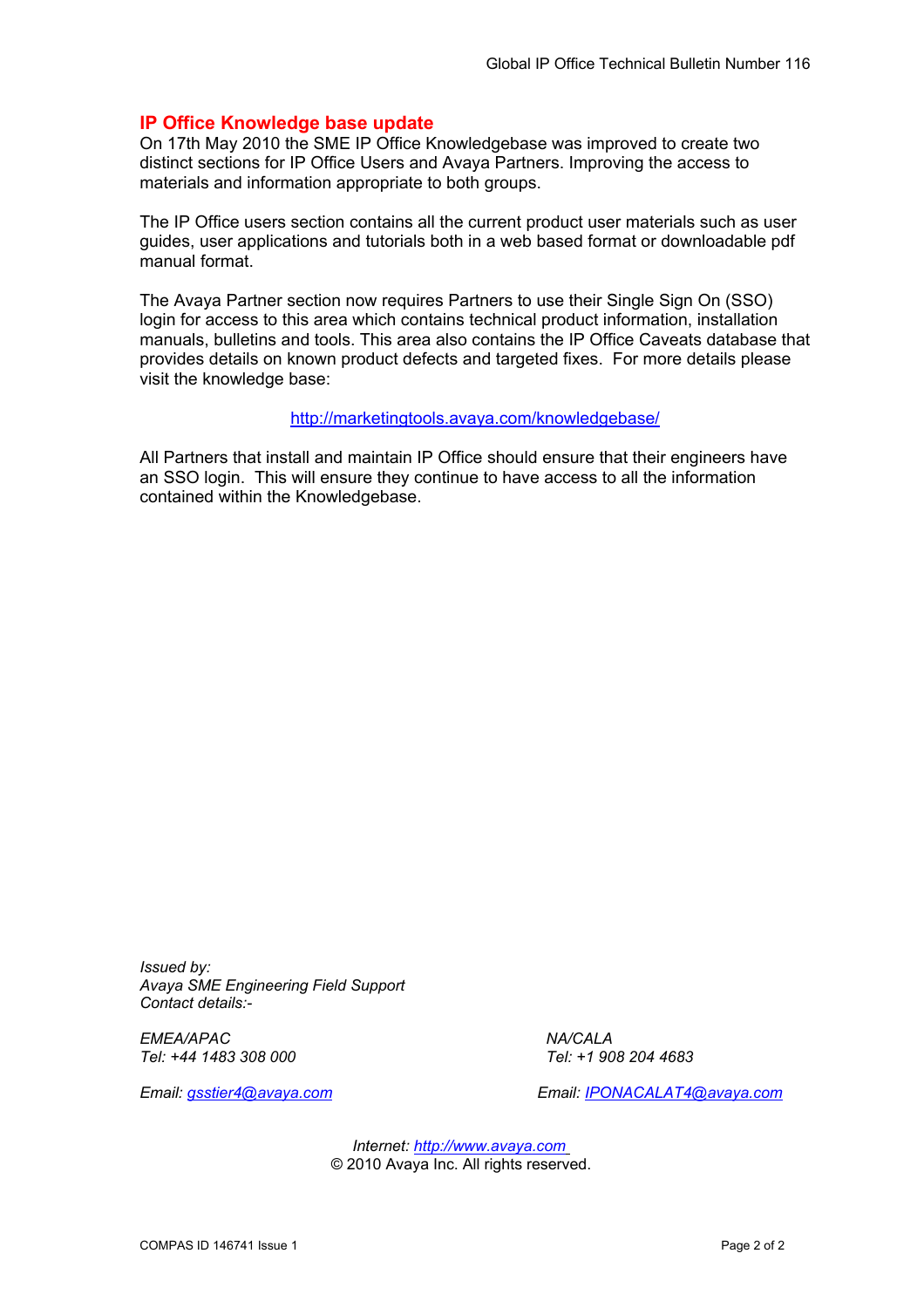## IP Office Knowledge base update

On 17th May 2010 the SME IP Office Knowledgebase was improved to create two distinct sections for IP Office Users and Avaya Partners. Improving the access to materials and information appropriate to both groups.

The IP Office users section contains all the current product user materials such as user guides, user applications and tutorials both in a web based format or downloadable pdf manual format.

The Avaya Partner section now requires Partners to use their Single Sign On (SSO) login for access to this area which contains technical product information, installation manuals, bulletins and tools. This area also contains the IP Office Caveats database that provides details on known product defects and targeted fixes. For more details please visit the knowledge base:

http://marketingtools.avaya.com/knowledgebase/

All Partners that install and maintain IP Office should ensure that their engineers have an SSO login. This will ensure they continue to have access to all the information contained within the Knowledgebase.

*Issued by:*
*Avaya SME Engineering Field Support*
*Contact details:-*

*EMEA/APAC*
*Tel: +44 1483 308 000*

*Email: gsstier4@avaya.com*

*NA/CALA*
*Tel: +1 908 204 4683*

*Email: IPONACALAT4@avaya.com*

*Internet: http://www.avaya.com*
© 2010 Avaya Inc. All rights reserved.

COMPAS ID 146741 Issue 1